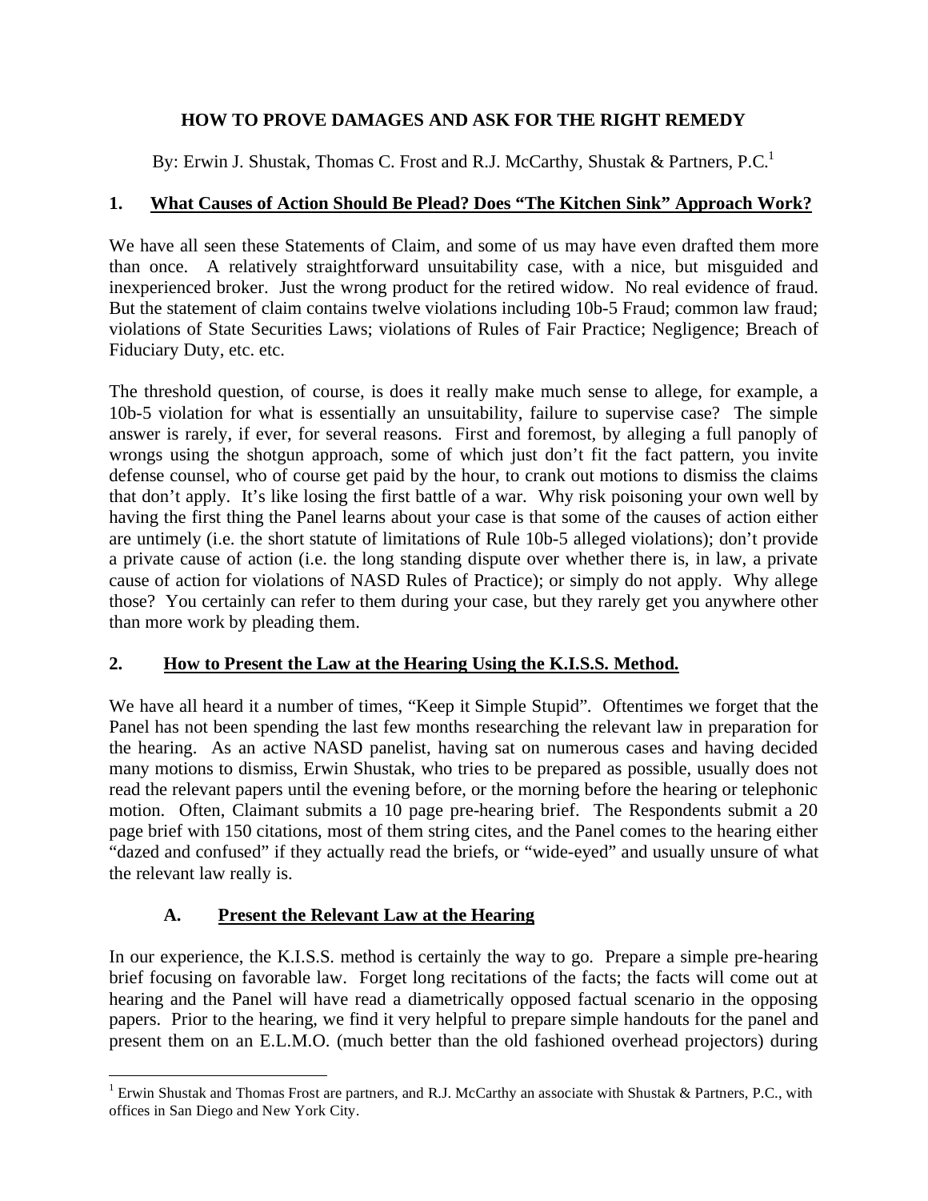# HOW TO PROVE DAMAGES AND ASK FOR THE RIGHT REMEDY

By: Erwin J. Shustak, Thomas C. Frost and R.J. McCarthy, Shustak & Partners, P.C.[1]

## 1. What Causes of Action Should Be Plead? Does "The Kitchen Sink" Approach Work?

We have all seen these Statements of Claim, and some of us may have even drafted them more than once. A relatively straightforward unsuitability case, with a nice, but misguided and inexperienced broker. Just the wrong product for the retired widow. No real evidence of fraud. But the statement of claim contains twelve violations including 10b-5 Fraud; common law fraud; violations of State Securities Laws; violations of Rules of Fair Practice; Negligence; Breach of Fiduciary Duty, etc. etc.

The threshold question, of course, is does it really make much sense to allege, for example, a 10b-5 violation for what is essentially an unsuitability, failure to supervise case? The simple answer is rarely, if ever, for several reasons. First and foremost, by alleging a full panoply of wrongs using the shotgun approach, some of which just don't fit the fact pattern, you invite defense counsel, who of course get paid by the hour, to crank out motions to dismiss the claims that don't apply. It's like losing the first battle of a war. Why risk poisoning your own well by having the first thing the Panel learns about your case is that some of the causes of action either are untimely (i.e. the short statute of limitations of Rule 10b-5 alleged violations); don't provide a private cause of action (i.e. the long standing dispute over whether there is, in law, a private cause of action for violations of NASD Rules of Practice); or simply do not apply. Why allege those? You certainly can refer to them during your case, but they rarely get you anywhere other than more work by pleading them.

## 2. How to Present the Law at the Hearing Using the K.I.S.S. Method.

We have all heard it a number of times, "Keep it Simple Stupid". Oftentimes we forget that the Panel has not been spending the last few months researching the relevant law in preparation for the hearing. As an active NASD panelist, having sat on numerous cases and having decided many motions to dismiss, Erwin Shustak, who tries to be prepared as possible, usually does not read the relevant papers until the evening before, or the morning before the hearing or telephonic motion. Often, Claimant submits a 10 page pre-hearing brief. The Respondents submit a 20 page brief with 150 citations, most of them string cites, and the Panel comes to the hearing either "dazed and confused" if they actually read the briefs, or "wide-eyed" and usually unsure of what the relevant law really is.

### A. Present the Relevant Law at the Hearing

In our experience, the K.I.S.S. method is certainly the way to go. Prepare a simple pre-hearing brief focusing on favorable law. Forget long recitations of the facts; the facts will come out at hearing and the Panel will have read a diametrically opposed factual scenario in the opposing papers. Prior to the hearing, we find it very helpful to prepare simple handouts for the panel and present them on an E.L.M.O. (much better than the old fashioned overhead projectors) during

---

[1] Erwin Shustak and Thomas Frost are partners, and R.J. McCarthy an associate with Shustak & Partners, P.C., with offices in San Diego and New York City.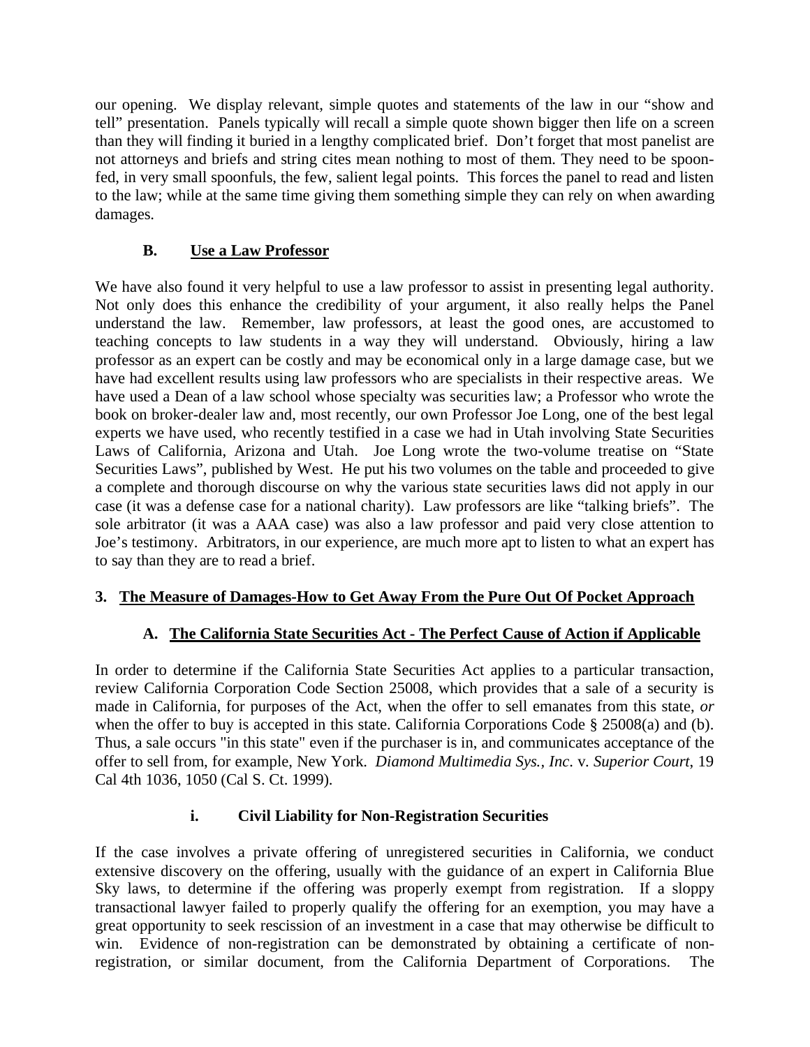our opening. We display relevant, simple quotes and statements of the law in our "show and tell" presentation. Panels typically will recall a simple quote shown bigger then life on a screen than they will finding it buried in a lengthy complicated brief. Don't forget that most panelist are not attorneys and briefs and string cites mean nothing to most of them. They need to be spoon-fed, in very small spoonfuls, the few, salient legal points. This forces the panel to read and listen to the law; while at the same time giving them something simple they can rely on when awarding damages.

### B. <u>Use a Law Professor</u>

We have also found it very helpful to use a law professor to assist in presenting legal authority. Not only does this enhance the credibility of your argument, it also really helps the Panel understand the law. Remember, law professors, at least the good ones, are accustomed to teaching concepts to law students in a way they will understand. Obviously, hiring a law professor as an expert can be costly and may be economical only in a large damage case, but we have had excellent results using law professors who are specialists in their respective areas. We have used a Dean of a law school whose specialty was securities law; a Professor who wrote the book on broker-dealer law and, most recently, our own Professor Joe Long, one of the best legal experts we have used, who recently testified in a case we had in Utah involving State Securities Laws of California, Arizona and Utah. Joe Long wrote the two-volume treatise on "State Securities Laws", published by West. He put his two volumes on the table and proceeded to give a complete and thorough discourse on why the various state securities laws did not apply in our case (it was a defense case for a national charity). Law professors are like "talking briefs". The sole arbitrator (it was a AAA case) was also a law professor and paid very close attention to Joe's testimony. Arbitrators, in our experience, are much more apt to listen to what an expert has to say than they are to read a brief.

## 3. <u>The Measure of Damages-How to Get Away From the Pure Out Of Pocket Approach</u>

### A. <u>The California State Securities Act - The Perfect Cause of Action if Applicable</u>

In order to determine if the California State Securities Act applies to a particular transaction, review California Corporation Code Section 25008, which provides that a sale of a security is made in California, for purposes of the Act, when the offer to sell emanates from this state, *or* when the offer to buy is accepted in this state. California Corporations Code § 25008(a) and (b). Thus, a sale occurs "in this state" even if the purchaser is in, and communicates acceptance of the offer to sell from, for example, New York. *Diamond Multimedia Sys., Inc.* v. *Superior Court*, 19 Cal 4th 1036, 1050 (Cal S. Ct. 1999).

#### i. Civil Liability for Non-Registration Securities

If the case involves a private offering of unregistered securities in California, we conduct extensive discovery on the offering, usually with the guidance of an expert in California Blue Sky laws, to determine if the offering was properly exempt from registration. If a sloppy transactional lawyer failed to properly qualify the offering for an exemption, you may have a great opportunity to seek rescission of an investment in a case that may otherwise be difficult to win. Evidence of non-registration can be demonstrated by obtaining a certificate of non-registration, or similar document, from the California Department of Corporations. The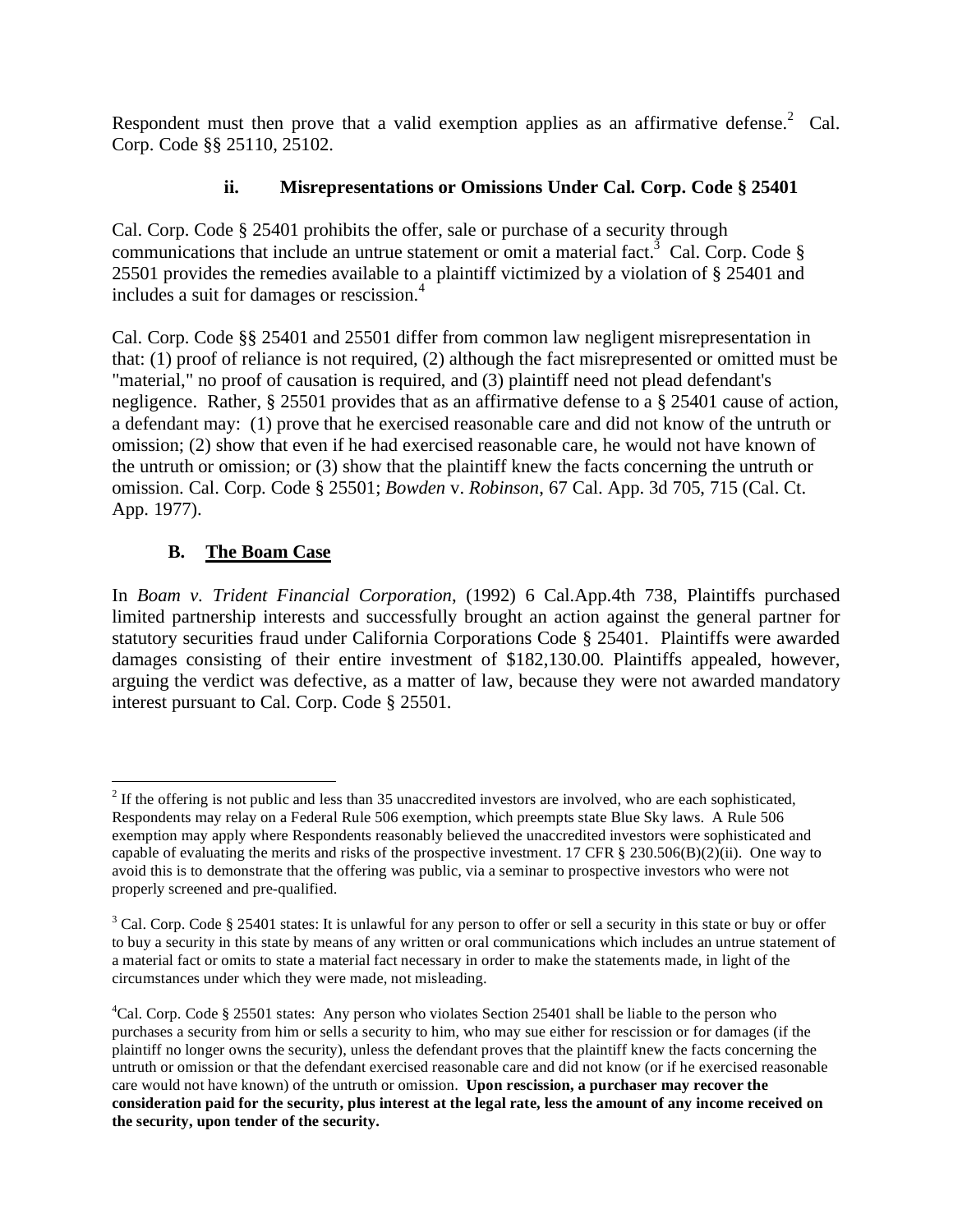Respondent must then prove that a valid exemption applies as an affirmative defense.[2] Cal. Corp. Code §§ 25110, 25102.

### ii. Misrepresentations or Omissions Under Cal. Corp. Code § 25401

Cal. Corp. Code § 25401 prohibits the offer, sale or purchase of a security through communications that include an untrue statement or omit a material fact.[3] Cal. Corp. Code § 25501 provides the remedies available to a plaintiff victimized by a violation of § 25401 and includes a suit for damages or rescission.[4]

Cal. Corp. Code §§ 25401 and 25501 differ from common law negligent misrepresentation in that: (1) proof of reliance is not required, (2) although the fact misrepresented or omitted must be "material," no proof of causation is required, and (3) plaintiff need not plead defendant's negligence. Rather, § 25501 provides that as an affirmative defense to a § 25401 cause of action, a defendant may: (1) prove that he exercised reasonable care and did not know of the untruth or omission; (2) show that even if he had exercised reasonable care, he would not have known of the untruth or omission; or (3) show that the plaintiff knew the facts concerning the untruth or omission. Cal. Corp. Code § 25501; *Bowden* v. *Robinson*, 67 Cal. App. 3d 705, 715 (Cal. Ct. App. 1977).

## B. <u>The Boam Case</u>

In *Boam v. Trident Financial Corporation*, (1992) 6 Cal.App.4th 738, Plaintiffs purchased limited partnership interests and successfully brought an action against the general partner for statutory securities fraud under California Corporations Code § 25401. Plaintiffs were awarded damages consisting of their entire investment of $182,130.00. Plaintiffs appealed, however, arguing the verdict was defective, as a matter of law, because they were not awarded mandatory interest pursuant to Cal. Corp. Code § 25501.

---

[2] If the offering is not public and less than 35 unaccredited investors are involved, who are each sophisticated, Respondents may relay on a Federal Rule 506 exemption, which preempts state Blue Sky laws. A Rule 506 exemption may apply where Respondents reasonably believed the unaccredited investors were sophisticated and capable of evaluating the merits and risks of the prospective investment. 17 CFR § 230.506(B)(2)(ii). One way to avoid this is to demonstrate that the offering was public, via a seminar to prospective investors who were not properly screened and pre-qualified.

[3] Cal. Corp. Code § 25401 states: It is unlawful for any person to offer or sell a security in this state or buy or offer to buy a security in this state by means of any written or oral communications which includes an untrue statement of a material fact or omits to state a material fact necessary in order to make the statements made, in light of the circumstances under which they were made, not misleading.

[4] Cal. Corp. Code § 25501 states: Any person who violates Section 25401 shall be liable to the person who purchases a security from him or sells a security to him, who may sue either for rescission or for damages (if the plaintiff no longer owns the security), unless the defendant proves that the plaintiff knew the facts concerning the untruth or omission or that the defendant exercised reasonable care and did not know (or if he exercised reasonable care would not have known) of the untruth or omission. **Upon rescission, a purchaser may recover the consideration paid for the security, plus interest at the legal rate, less the amount of any income received on the security, upon tender of the security.**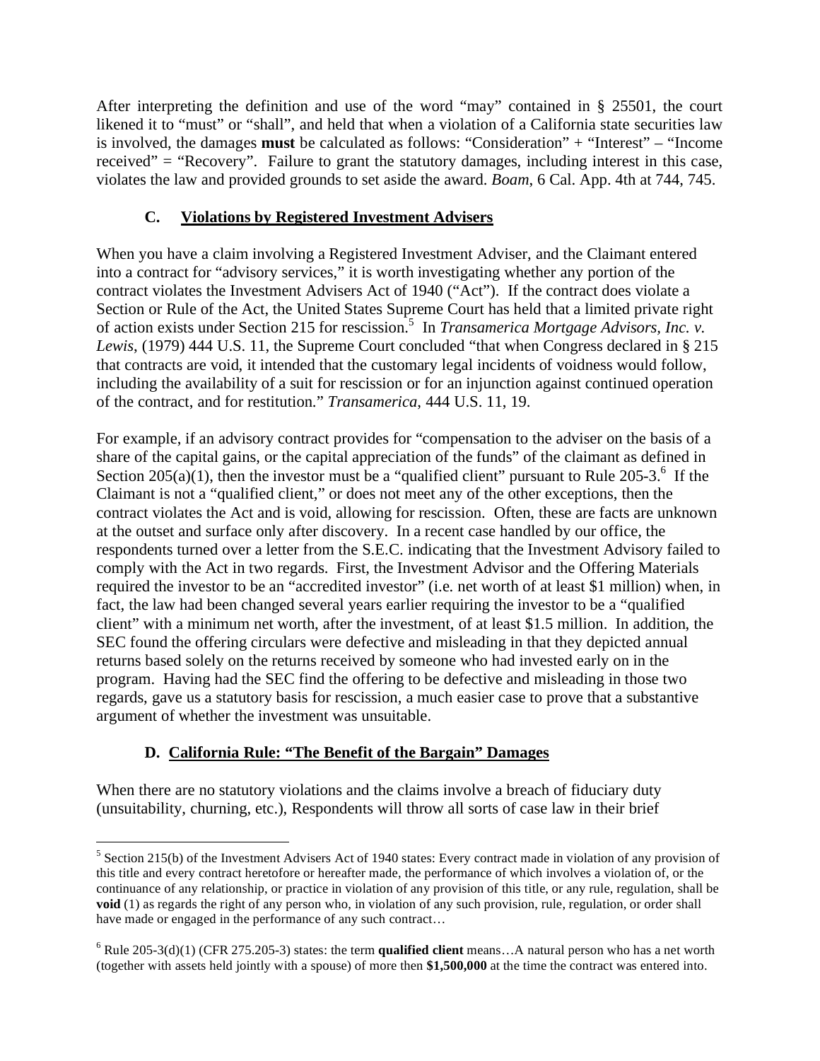After interpreting the definition and use of the word "may" contained in § 25501, the court likened it to "must" or "shall", and held that when a violation of a California state securities law is involved, the damages **must** be calculated as follows: "Consideration" + "Interest" – "Income received" = "Recovery". Failure to grant the statutory damages, including interest in this case, violates the law and provided grounds to set aside the award. *Boam*, 6 Cal. App. 4th at 744, 745.

### C. Violations by Registered Investment Advisers

When you have a claim involving a Registered Investment Adviser, and the Claimant entered into a contract for "advisory services," it is worth investigating whether any portion of the contract violates the Investment Advisers Act of 1940 ("Act"). If the contract does violate a Section or Rule of the Act, the United States Supreme Court has held that a limited private right of action exists under Section 215 for rescission.[5] In *Transamerica Mortgage Advisors, Inc. v. Lewis*, (1979) 444 U.S. 11, the Supreme Court concluded "that when Congress declared in § 215 that contracts are void, it intended that the customary legal incidents of voidness would follow, including the availability of a suit for rescission or for an injunction against continued operation of the contract, and for restitution." *Transamerica*, 444 U.S. 11, 19.

For example, if an advisory contract provides for "compensation to the adviser on the basis of a share of the capital gains, or the capital appreciation of the funds" of the claimant as defined in Section 205(a)(1), then the investor must be a "qualified client" pursuant to Rule 205-3.[6] If the Claimant is not a "qualified client," or does not meet any of the other exceptions, then the contract violates the Act and is void, allowing for rescission. Often, these are facts are unknown at the outset and surface only after discovery. In a recent case handled by our office, the respondents turned over a letter from the S.E.C. indicating that the Investment Advisory failed to comply with the Act in two regards. First, the Investment Advisor and the Offering Materials required the investor to be an "accredited investor" (i.e. net worth of at least $1 million) when, in fact, the law had been changed several years earlier requiring the investor to be a "qualified client" with a minimum net worth, after the investment, of at least $1.5 million. In addition, the SEC found the offering circulars were defective and misleading in that they depicted annual returns based solely on the returns received by someone who had invested early on in the program. Having had the SEC find the offering to be defective and misleading in those two regards, gave us a statutory basis for rescission, a much easier case to prove that a substantive argument of whether the investment was unsuitable.

### D. California Rule: "The Benefit of the Bargain" Damages

When there are no statutory violations and the claims involve a breach of fiduciary duty (unsuitability, churning, etc.), Respondents will throw all sorts of case law in their brief

---

[5] Section 215(b) of the Investment Advisers Act of 1940 states: Every contract made in violation of any provision of this title and every contract heretofore or hereafter made, the performance of which involves a violation of, or the continuance of any relationship, or practice in violation of any provision of this title, or any rule, regulation, shall be **void** (1) as regards the right of any person who, in violation of any such provision, rule, regulation, or order shall have made or engaged in the performance of any such contract…

[6] Rule 205-3(d)(1) (CFR 275.205-3) states: the term **qualified client** means…A natural person who has a net worth (together with assets held jointly with a spouse) of more then **$1,500,000** at the time the contract was entered into.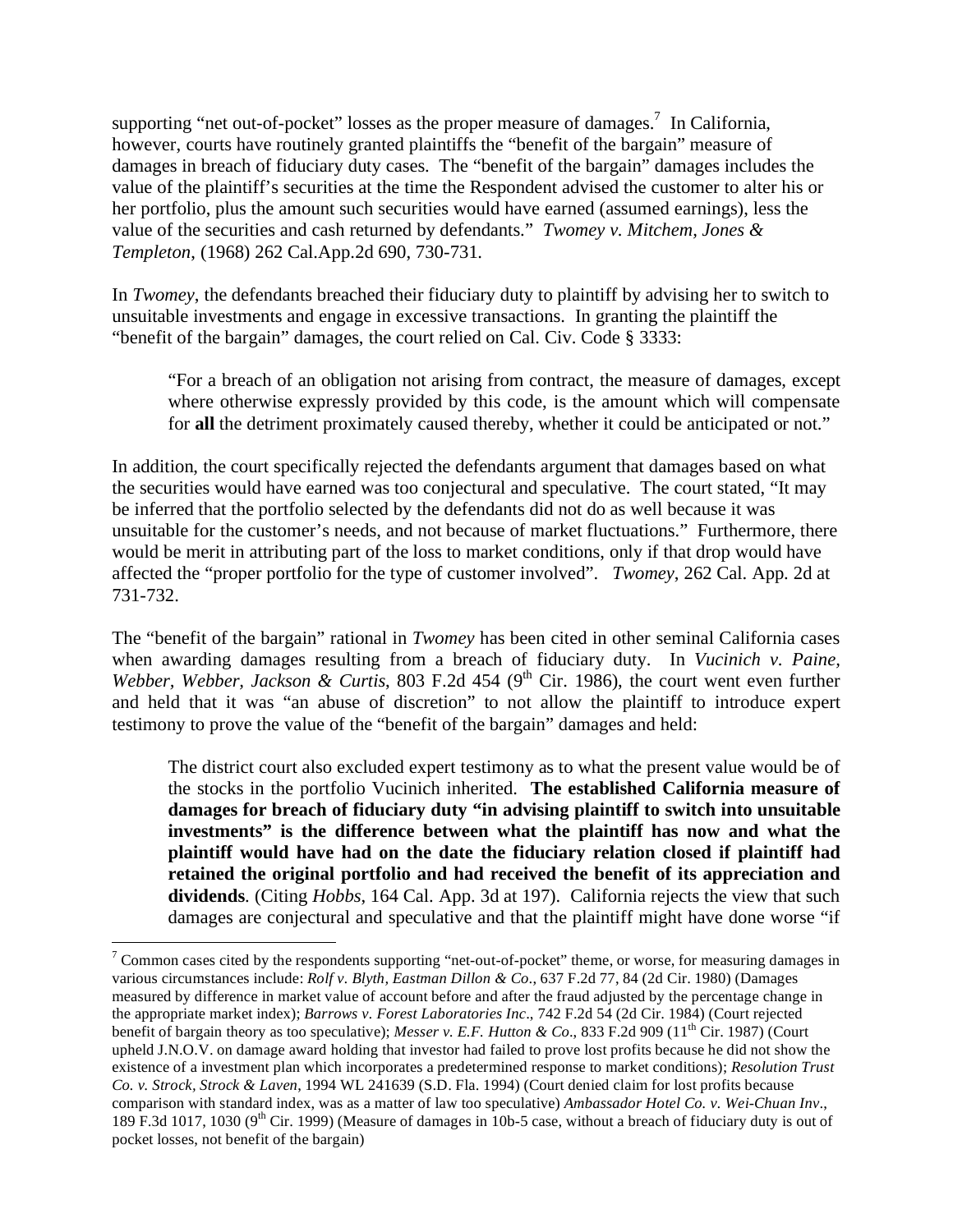supporting "net out-of-pocket" losses as the proper measure of damages.[7] In California, however, courts have routinely granted plaintiffs the "benefit of the bargain" measure of damages in breach of fiduciary duty cases. The "benefit of the bargain" damages includes the value of the plaintiff's securities at the time the Respondent advised the customer to alter his or her portfolio, plus the amount such securities would have earned (assumed earnings), less the value of the securities and cash returned by defendants." *Twomey v. Mitchem, Jones & Templeton*, (1968) 262 Cal.App.2d 690, 730-731.

In *Twomey*, the defendants breached their fiduciary duty to plaintiff by advising her to switch to unsuitable investments and engage in excessive transactions. In granting the plaintiff the "benefit of the bargain" damages, the court relied on Cal. Civ. Code § 3333:

> "For a breach of an obligation not arising from contract, the measure of damages, except where otherwise expressly provided by this code, is the amount which will compensate for **all** the detriment proximately caused thereby, whether it could be anticipated or not."

In addition, the court specifically rejected the defendants argument that damages based on what the securities would have earned was too conjectural and speculative. The court stated, "It may be inferred that the portfolio selected by the defendants did not do as well because it was unsuitable for the customer's needs, and not because of market fluctuations." Furthermore, there would be merit in attributing part of the loss to market conditions, only if that drop would have affected the "proper portfolio for the type of customer involved". *Twomey*, 262 Cal. App. 2d at 731-732.

The "benefit of the bargain" rational in *Twomey* has been cited in other seminal California cases when awarding damages resulting from a breach of fiduciary duty. In *Vucinich v. Paine, Webber, Webber, Jackson & Curtis*, 803 F.2d 454 (9th Cir. 1986), the court went even further and held that it was "an abuse of discretion" to not allow the plaintiff to introduce expert testimony to prove the value of the "benefit of the bargain" damages and held:

> The district court also excluded expert testimony as to what the present value would be of the stocks in the portfolio Vucinich inherited. **The established California measure of damages for breach of fiduciary duty "in advising plaintiff to switch into unsuitable investments" is the difference between what the plaintiff has now and what the plaintiff would have had on the date the fiduciary relation closed if plaintiff had retained the original portfolio and had received the benefit of its appreciation and dividends**. (Citing *Hobbs*, 164 Cal. App. 3d at 197). California rejects the view that such damages are conjectural and speculative and that the plaintiff might have done worse "if

[7] Common cases cited by the respondents supporting "net-out-of-pocket" theme, or worse, for measuring damages in various circumstances include: *Rolf v. Blyth, Eastman Dillon & Co*., 637 F.2d 77, 84 (2d Cir. 1980) (Damages measured by difference in market value of account before and after the fraud adjusted by the percentage change in the appropriate market index); *Barrows v. Forest Laboratories Inc*., 742 F.2d 54 (2d Cir. 1984) (Court rejected benefit of bargain theory as too speculative); *Messer v. E.F. Hutton & Co*., 833 F.2d 909 (11th Cir. 1987) (Court upheld J.N.O.V. on damage award holding that investor had failed to prove lost profits because he did not show the existence of a investment plan which incorporates a predetermined response to market conditions); *Resolution Trust Co. v. Strock, Strock & Laven*, 1994 WL 241639 (S.D. Fla. 1994) (Court denied claim for lost profits because comparison with standard index, was as a matter of law too speculative) *Ambassador Hotel Co. v. Wei-Chuan Inv*., 189 F.3d 1017, 1030 (9th Cir. 1999) (Measure of damages in 10b-5 case, without a breach of fiduciary duty is out of pocket losses, not benefit of the bargain)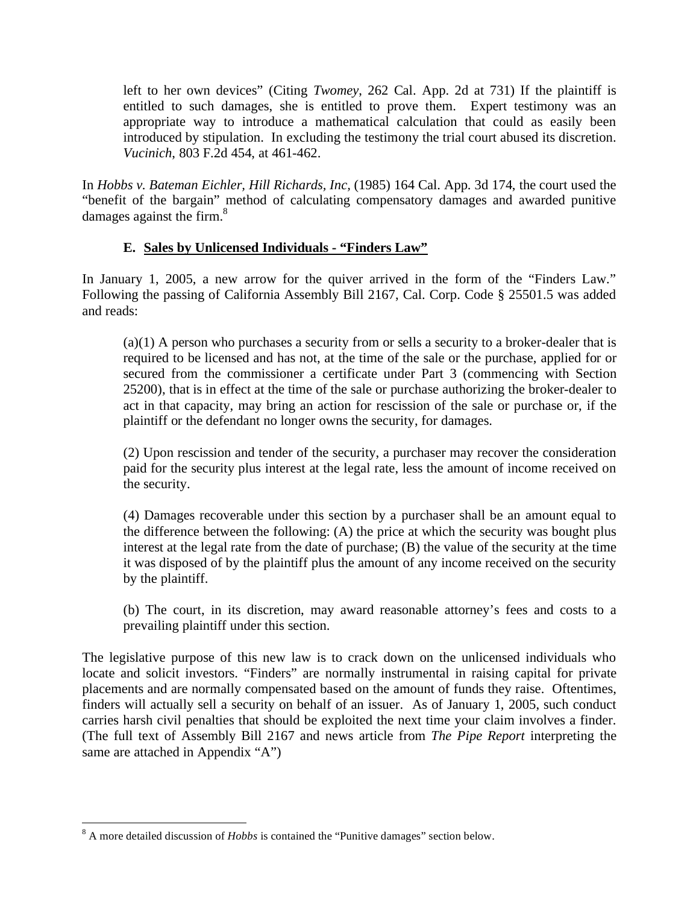> left to her own devices" (Citing *Twomey*, 262 Cal. App. 2d at 731) If the plaintiff is entitled to such damages, she is entitled to prove them. Expert testimony was an appropriate way to introduce a mathematical calculation that could as easily been introduced by stipulation. In excluding the testimony the trial court abused its discretion. *Vucinich*, 803 F.2d 454, at 461-462.

In *Hobbs v. Bateman Eichler, Hill Richards, Inc*, (1985) 164 Cal. App. 3d 174, the court used the "benefit of the bargain" method of calculating compensatory damages and awarded punitive damages against the firm.[8]

### E. <u>Sales by Unlicensed Individuals - "Finders Law"</u>

In January 1, 2005, a new arrow for the quiver arrived in the form of the "Finders Law." Following the passing of California Assembly Bill 2167, Cal. Corp. Code § 25501.5 was added and reads:

> (a)(1) A person who purchases a security from or sells a security to a broker-dealer that is required to be licensed and has not, at the time of the sale or the purchase, applied for or secured from the commissioner a certificate under Part 3 (commencing with Section 25200), that is in effect at the time of the sale or purchase authorizing the broker-dealer to act in that capacity, may bring an action for rescission of the sale or purchase or, if the plaintiff or the defendant no longer owns the security, for damages.
>
> (2) Upon rescission and tender of the security, a purchaser may recover the consideration paid for the security plus interest at the legal rate, less the amount of income received on the security.
>
> (4) Damages recoverable under this section by a purchaser shall be an amount equal to the difference between the following: (A) the price at which the security was bought plus interest at the legal rate from the date of purchase; (B) the value of the security at the time it was disposed of by the plaintiff plus the amount of any income received on the security by the plaintiff.
>
> (b) The court, in its discretion, may award reasonable attorney's fees and costs to a prevailing plaintiff under this section.

The legislative purpose of this new law is to crack down on the unlicensed individuals who locate and solicit investors. "Finders" are normally instrumental in raising capital for private placements and are normally compensated based on the amount of funds they raise. Oftentimes, finders will actually sell a security on behalf of an issuer. As of January 1, 2005, such conduct carries harsh civil penalties that should be exploited the next time your claim involves a finder. (The full text of Assembly Bill 2167 and news article from *The Pipe Report* interpreting the same are attached in Appendix "A")

---

[8] A more detailed discussion of *Hobbs* is contained the "Punitive damages" section below.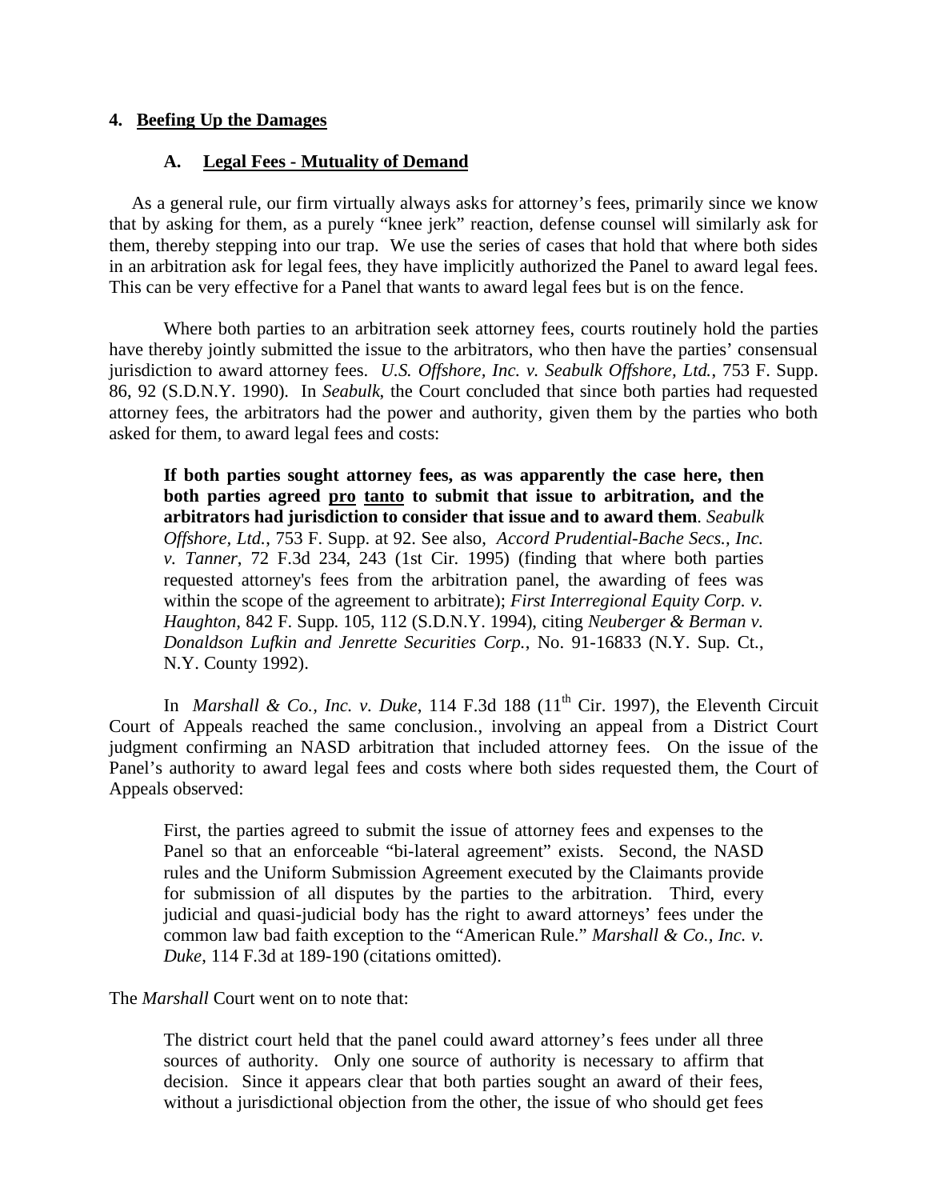## 4. Beefing Up the Damages

### A. Legal Fees - Mutuality of Demand

As a general rule, our firm virtually always asks for attorney's fees, primarily since we know that by asking for them, as a purely "knee jerk" reaction, defense counsel will similarly ask for them, thereby stepping into our trap. We use the series of cases that hold that where both sides in an arbitration ask for legal fees, they have implicitly authorized the Panel to award legal fees. This can be very effective for a Panel that wants to award legal fees but is on the fence.

Where both parties to an arbitration seek attorney fees, courts routinely hold the parties have thereby jointly submitted the issue to the arbitrators, who then have the parties' consensual jurisdiction to award attorney fees. *U.S. Offshore, Inc. v. Seabulk Offshore, Ltd.*, 753 F. Supp. 86, 92 (S.D.N.Y. 1990). In *Seabulk*, the Court concluded that since both parties had requested attorney fees, the arbitrators had the power and authority, given them by the parties who both asked for them, to award legal fees and costs:

> **If both parties sought attorney fees, as was apparently the case here, then both parties agreed <u>pro</u> <u>tanto</u> to submit that issue to arbitration, and the arbitrators had jurisdiction to consider that issue and to award them**. *Seabulk Offshore, Ltd.*, 753 F. Supp. at 92. See also, *Accord Prudential-Bache Secs., Inc. v. Tanner*, 72 F.3d 234, 243 (1st Cir. 1995) (finding that where both parties requested attorney's fees from the arbitration panel, the awarding of fees was within the scope of the agreement to arbitrate); *First Interregional Equity Corp. v. Haughton*, 842 F. Supp. 105, 112 (S.D.N.Y. 1994), citing *Neuberger & Berman v. Donaldson Lufkin and Jenrette Securities Corp.*, No. 91-16833 (N.Y. Sup. Ct., N.Y. County 1992).

In *Marshall & Co., Inc. v. Duke*, 114 F.3d 188 (11th Cir. 1997), the Eleventh Circuit Court of Appeals reached the same conclusion., involving an appeal from a District Court judgment confirming an NASD arbitration that included attorney fees. On the issue of the Panel's authority to award legal fees and costs where both sides requested them, the Court of Appeals observed:

> First, the parties agreed to submit the issue of attorney fees and expenses to the Panel so that an enforceable "bi-lateral agreement" exists. Second, the NASD rules and the Uniform Submission Agreement executed by the Claimants provide for submission of all disputes by the parties to the arbitration. Third, every judicial and quasi-judicial body has the right to award attorneys' fees under the common law bad faith exception to the "American Rule." *Marshall & Co., Inc. v. Duke*, 114 F.3d at 189-190 (citations omitted).

The *Marshall* Court went on to note that:

> The district court held that the panel could award attorney's fees under all three sources of authority. Only one source of authority is necessary to affirm that decision. Since it appears clear that both parties sought an award of their fees, without a jurisdictional objection from the other, the issue of who should get fees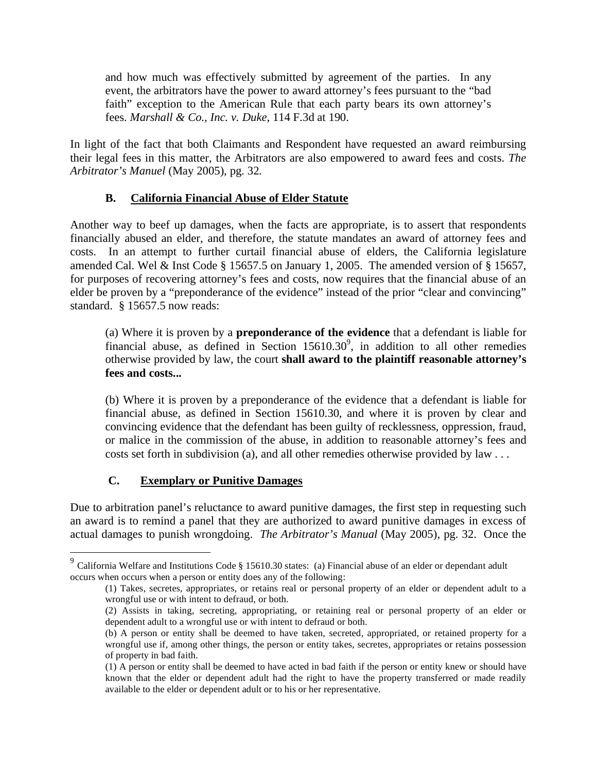> and how much was effectively submitted by agreement of the parties. In any event, the arbitrators have the power to award attorney's fees pursuant to the "bad faith" exception to the American Rule that each party bears its own attorney's fees. *Marshall & Co., Inc. v. Duke*, 114 F.3d at 190.

In light of the fact that both Claimants and Respondent have requested an award reimbursing their legal fees in this matter, the Arbitrators are also empowered to award fees and costs. *The Arbitrator's Manuel* (May 2005), pg. 32.

### B. California Financial Abuse of Elder Statute

Another way to beef up damages, when the facts are appropriate, is to assert that respondents financially abused an elder, and therefore, the statute mandates an award of attorney fees and costs. In an attempt to further curtail financial abuse of elders, the California legislature amended Cal. Wel & Inst Code § 15657.5 on January 1, 2005. The amended version of § 15657, for purposes of recovering attorney's fees and costs, now requires that the financial abuse of an elder be proven by a "preponderance of the evidence" instead of the prior "clear and convincing" standard. § 15657.5 now reads:

> (a) Where it is proven by a **preponderance of the evidence** that a defendant is liable for financial abuse, as defined in Section 15610.30[9], in addition to all other remedies otherwise provided by law, the court **shall award to the plaintiff reasonable attorney's fees and costs...**
>
> (b) Where it is proven by a preponderance of the evidence that a defendant is liable for financial abuse, as defined in Section 15610.30, and where it is proven by clear and convincing evidence that the defendant has been guilty of recklessness, oppression, fraud, or malice in the commission of the abuse, in addition to reasonable attorney's fees and costs set forth in subdivision (a), and all other remedies otherwise provided by law . . .

### C. Exemplary or Punitive Damages

Due to arbitration panel's reluctance to award punitive damages, the first step in requesting such an award is to remind a panel that they are authorized to award punitive damages in excess of actual damages to punish wrongdoing. *The Arbitrator's Manual* (May 2005), pg. 32. Once the

---

[9] California Welfare and Institutions Code § 15610.30 states: (a) Financial abuse of an elder or dependant adult occurs when occurs when a person or entity does any of the following:

> (1) Takes, secretes, appropriates, or retains real or personal property of an elder or dependent adult to a wrongful use or with intent to defraud, or both.
>
> (2) Assists in taking, secreting, appropriating, or retaining real or personal property of an elder or dependent adult to a wrongful use or with intent to defraud or both.
>
> (b) A person or entity shall be deemed to have taken, secreted, appropriated, or retained property for a wrongful use if, among other things, the person or entity takes, secretes, appropriates or retains possession of property in bad faith.
>
> (1) A person or entity shall be deemed to have acted in bad faith if the person or entity knew or should have known that the elder or dependent adult had the right to have the property transferred or made readily available to the elder or dependent adult or to his or her representative.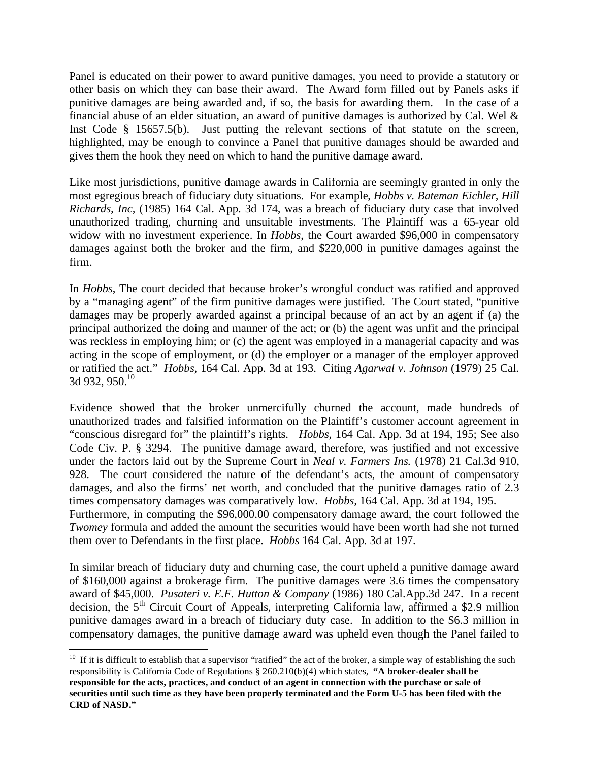Panel is educated on their power to award punitive damages, you need to provide a statutory or other basis on which they can base their award. The Award form filled out by Panels asks if punitive damages are being awarded and, if so, the basis for awarding them. In the case of a financial abuse of an elder situation, an award of punitive damages is authorized by Cal. Wel & Inst Code § 15657.5(b). Just putting the relevant sections of that statute on the screen, highlighted, may be enough to convince a Panel that punitive damages should be awarded and gives them the hook they need on which to hand the punitive damage award.

Like most jurisdictions, punitive damage awards in California are seemingly granted in only the most egregious breach of fiduciary duty situations. For example, *Hobbs v. Bateman Eichler, Hill Richards, Inc*, (1985) 164 Cal. App. 3d 174, was a breach of fiduciary duty case that involved unauthorized trading, churning and unsuitable investments. The Plaintiff was a 65-year old widow with no investment experience. In *Hobbs*, the Court awarded $96,000 in compensatory damages against both the broker and the firm, and $220,000 in punitive damages against the firm.

In *Hobbs*, The court decided that because broker's wrongful conduct was ratified and approved by a "managing agent" of the firm punitive damages were justified. The Court stated, "punitive damages may be properly awarded against a principal because of an act by an agent if (a) the principal authorized the doing and manner of the act; or (b) the agent was unfit and the principal was reckless in employing him; or (c) the agent was employed in a managerial capacity and was acting in the scope of employment, or (d) the employer or a manager of the employer approved or ratified the act." *Hobbs,* 164 Cal. App. 3d at 193. Citing *Agarwal v. Johnson* (1979) 25 Cal. 3d 932, 950.[10]

Evidence showed that the broker unmercifully churned the account, made hundreds of unauthorized trades and falsified information on the Plaintiff's customer account agreement in "conscious disregard for" the plaintiff's rights. *Hobbs*, 164 Cal. App. 3d at 194, 195; See also Code Civ. P. § 3294. The punitive damage award, therefore, was justified and not excessive under the factors laid out by the Supreme Court in *Neal v. Farmers Ins.* (1978) 21 Cal.3d 910, 928. The court considered the nature of the defendant's acts, the amount of compensatory damages, and also the firms' net worth, and concluded that the punitive damages ratio of 2.3 times compensatory damages was comparatively low. *Hobbs*, 164 Cal. App. 3d at 194, 195. Furthermore, in computing the $96,000.00 compensatory damage award, the court followed the *Twomey* formula and added the amount the securities would have been worth had she not turned them over to Defendants in the first place. *Hobbs* 164 Cal. App. 3d at 197.

In similar breach of fiduciary duty and churning case, the court upheld a punitive damage award of $160,000 against a brokerage firm. The punitive damages were 3.6 times the compensatory award of $45,000. *Pusateri v. E.F. Hutton & Company* (1986) 180 Cal.App.3d 247. In a recent decision, the 5th Circuit Court of Appeals, interpreting California law, affirmed a $2.9 million punitive damages award in a breach of fiduciary duty case. In addition to the $6.3 million in compensatory damages, the punitive damage award was upheld even though the Panel failed to

---

[10] If it is difficult to establish that a supervisor "ratified" the act of the broker, a simple way of establishing the such responsibility is California Code of Regulations § 260.210(b)(4) which states, **"A broker-dealer shall be responsible for the acts, practices, and conduct of an agent in connection with the purchase or sale of securities until such time as they have been properly terminated and the Form U-5 has been filed with the CRD of NASD."**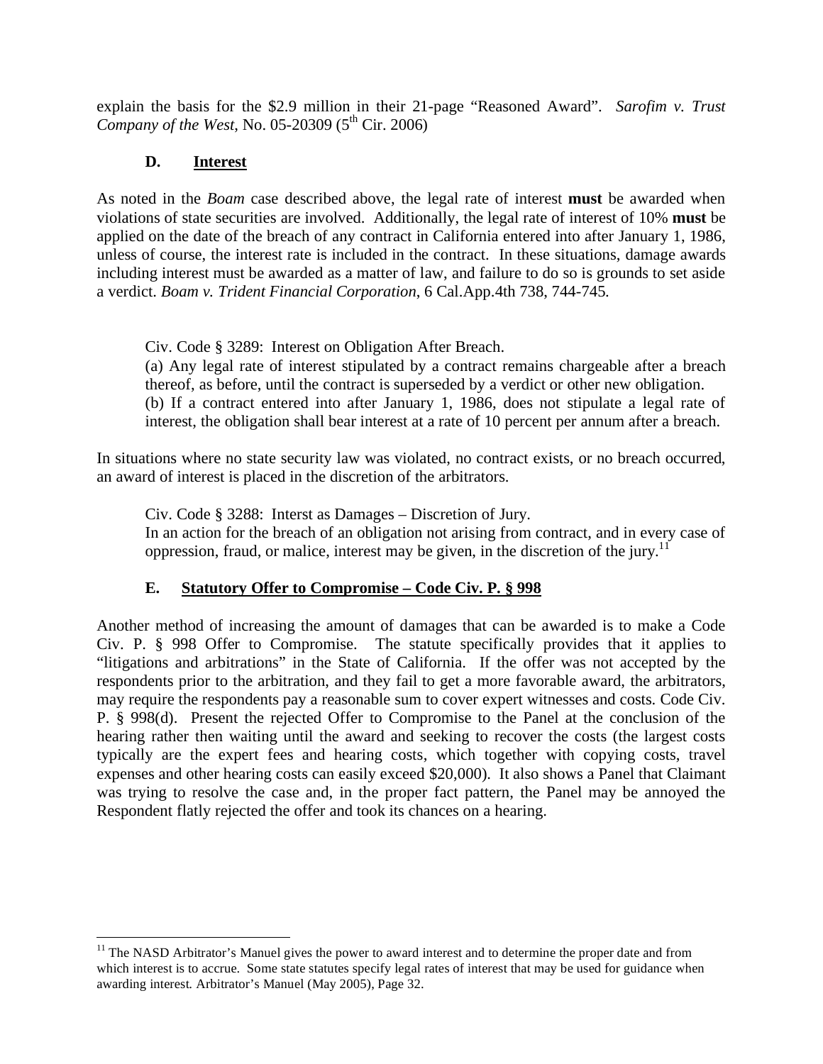explain the basis for the $2.9 million in their 21-page "Reasoned Award". *Sarofim v. Trust Company of the West*, No. 05-20309 (5th Cir. 2006)

### D. Interest

As noted in the *Boam* case described above, the legal rate of interest **must** be awarded when violations of state securities are involved. Additionally, the legal rate of interest of 10% **must** be applied on the date of the breach of any contract in California entered into after January 1, 1986, unless of course, the interest rate is included in the contract. In these situations, damage awards including interest must be awarded as a matter of law, and failure to do so is grounds to set aside a verdict. *Boam v. Trident Financial Corporation*, 6 Cal.App.4th 738, 744-745.

> Civ. Code § 3289: Interest on Obligation After Breach.
> (a) Any legal rate of interest stipulated by a contract remains chargeable after a breach thereof, as before, until the contract is superseded by a verdict or other new obligation.
> (b) If a contract entered into after January 1, 1986, does not stipulate a legal rate of interest, the obligation shall bear interest at a rate of 10 percent per annum after a breach.

In situations where no state security law was violated, no contract exists, or no breach occurred, an award of interest is placed in the discretion of the arbitrators.

> Civ. Code § 3288: Interst as Damages – Discretion of Jury.
> In an action for the breach of an obligation not arising from contract, and in every case of oppression, fraud, or malice, interest may be given, in the discretion of the jury.[11]

### E. Statutory Offer to Compromise – Code Civ. P. § 998

Another method of increasing the amount of damages that can be awarded is to make a Code Civ. P. § 998 Offer to Compromise. The statute specifically provides that it applies to "litigations and arbitrations" in the State of California. If the offer was not accepted by the respondents prior to the arbitration, and they fail to get a more favorable award, the arbitrators, may require the respondents pay a reasonable sum to cover expert witnesses and costs. Code Civ. P. § 998(d). Present the rejected Offer to Compromise to the Panel at the conclusion of the hearing rather then waiting until the award and seeking to recover the costs (the largest costs typically are the expert fees and hearing costs, which together with copying costs, travel expenses and other hearing costs can easily exceed $20,000). It also shows a Panel that Claimant was trying to resolve the case and, in the proper fact pattern, the Panel may be annoyed the Respondent flatly rejected the offer and took its chances on a hearing.

---

[11] The NASD Arbitrator's Manuel gives the power to award interest and to determine the proper date and from which interest is to accrue. Some state statutes specify legal rates of interest that may be used for guidance when awarding interest. Arbitrator's Manuel (May 2005), Page 32.